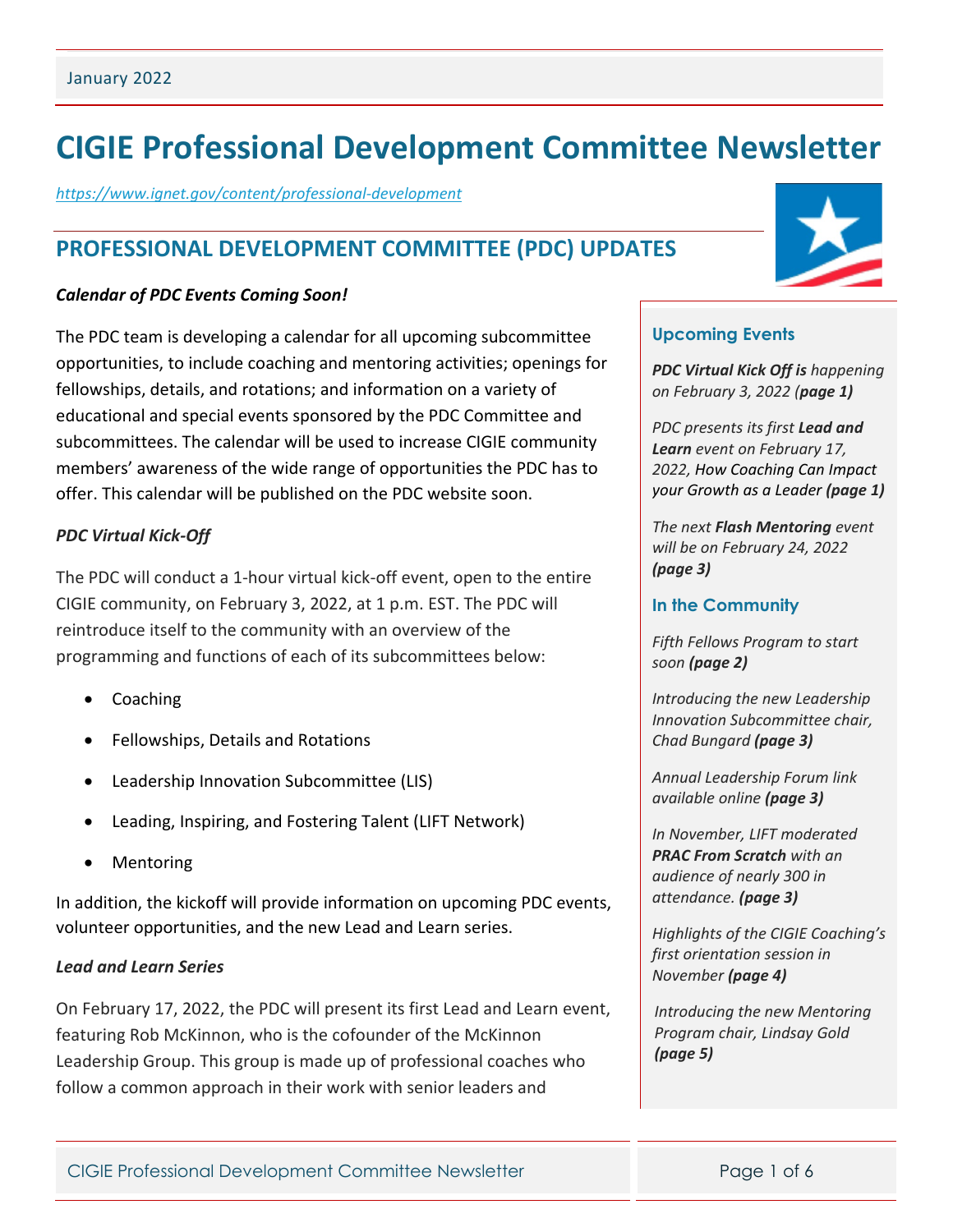January 2022

# CIGIE Professional Development Committee Newsletter

*https://www.ignet.gov/content/professional-development*

## PROFESSIONAL DEVELOPMENT COMMITTEE (PDC) UPDATES

### *Calendar of PDC Events Coming Soon!*

The PDC team is developing a calendar for all upcoming subcommittee opportunities, to include coaching and mentoring activities; openings for fellowships, details, and rotations; and information on a variety of educational and special events sponsored by the PDC Committee and subcommittees. The calendar will be used to increase CIGIE community members' awareness of the wide range of opportunities the PDC has to offer. This calendar will be published on the PDC website soon.

### *PDC Virtual Kick-Off*

The PDC will conduct a 1-hour virtual kick-off event, open to the entire CIGIE community, on February 3, 2022, at 1 p.m. EST. The PDC will reintroduce itself to the community with an overview of the programming and functions of each of its subcommittees below:

- Coaching
- Fellowships, Details and Rotations
- Leadership Innovation Subcommittee (LIS)
- Leading, Inspiring, and Fostering Talent (LIFT Network)
- Mentoring

In addition, the kickoff will provide information on upcoming PDC events, volunteer opportunities, and the new Lead and Learn series.

### *Lead and Learn Series*

On February 17, 2022, the PDC will present its first Lead and Learn event, featuring Rob McKinnon, who is the cofounder of the McKinnon Leadership Group. This group is made up of professional coaches who follow a common approach in their work with senior leaders and

### Upcoming Events

*__PDC Virtual Kick Off is__ happening on February 3, 2022 (__page 1__)*

*PDC presents its first __Lead and Learn__ event on February 17, 2022, How Coaching Can Impact your Growth as a Leader __(page 1)__*

*The next __Flash Mentoring__ event will be on February 24, 2022 __(page 3)__*

### In the Community

*Fifth Fellows Program to start soon __(page 2)__*

*Introducing the new Leadership Innovation Subcommittee chair, Chad Bungard __(page 3)__*

*Annual Leadership Forum link available online __(page 3)__*

*In November, LIFT moderated __PRAC From Scratch__ with an audience of nearly 300 in attendance. __(page 3)__*

*Highlights of the CIGIE Coaching's first orientation session in November __(page 4)__*

*Introducing the new Mentoring Program chair, Lindsay Gold __(page 5)__*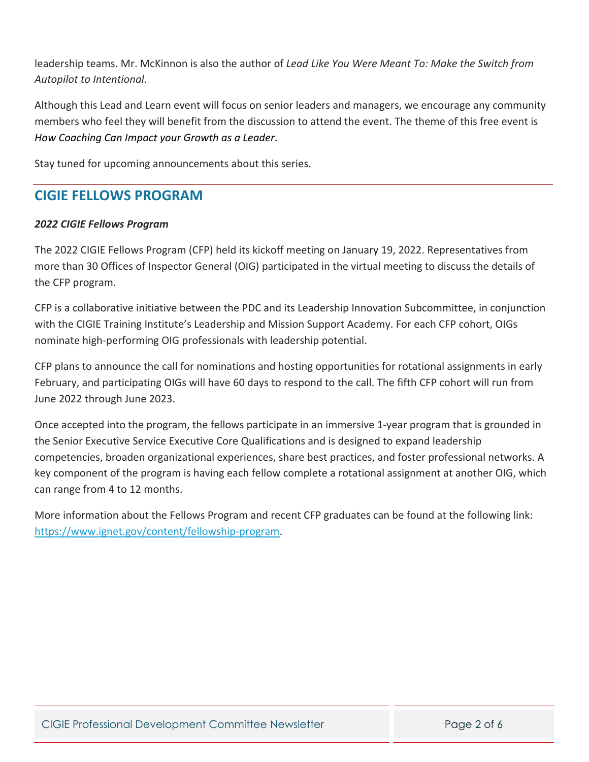leadership teams. Mr. McKinnon is also the author of *Lead Like You Were Meant To: Make the Switch from Autopilot to Intentional*.

Although this Lead and Learn event will focus on senior leaders and managers, we encourage any community members who feel they will benefit from the discussion to attend the event. The theme of this free event is *How Coaching Can Impact your Growth as a Leader*.

Stay tuned for upcoming announcements about this series.

## CIGIE FELLOWS PROGRAM

***2022 CIGIE Fellows Program***

The 2022 CIGIE Fellows Program (CFP) held its kickoff meeting on January 19, 2022. Representatives from more than 30 Offices of Inspector General (OIG) participated in the virtual meeting to discuss the details of the CFP program.

CFP is a collaborative initiative between the PDC and its Leadership Innovation Subcommittee, in conjunction with the CIGIE Training Institute's Leadership and Mission Support Academy. For each CFP cohort, OIGs nominate high-performing OIG professionals with leadership potential.

CFP plans to announce the call for nominations and hosting opportunities for rotational assignments in early February, and participating OIGs will have 60 days to respond to the call. The fifth CFP cohort will run from June 2022 through June 2023.

Once accepted into the program, the fellows participate in an immersive 1-year program that is grounded in the Senior Executive Service Executive Core Qualifications and is designed to expand leadership competencies, broaden organizational experiences, share best practices, and foster professional networks. A key component of the program is having each fellow complete a rotational assignment at another OIG, which can range from 4 to 12 months.

More information about the Fellows Program and recent CFP graduates can be found at the following link: [https://www.ignet.gov/content/fellowship-program](https://www.ignet.gov/content/fellowship-program).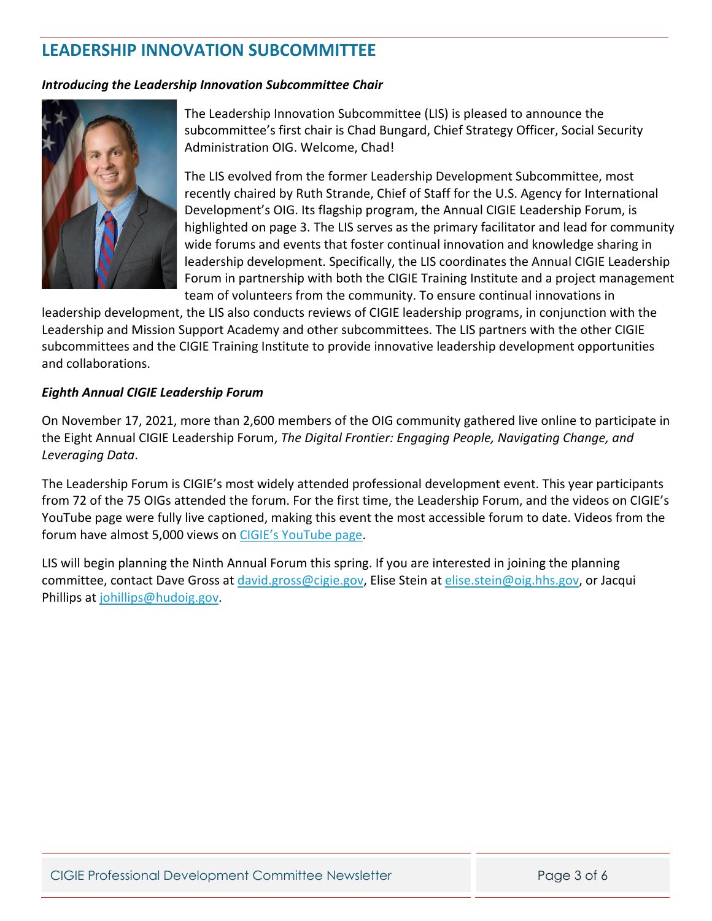## LEADERSHIP INNOVATION SUBCOMMITTEE

### *Introducing the Leadership Innovation Subcommittee Chair*

The Leadership Innovation Subcommittee (LIS) is pleased to announce the subcommittee's first chair is Chad Bungard, Chief Strategy Officer, Social Security Administration OIG. Welcome, Chad!

The LIS evolved from the former Leadership Development Subcommittee, most recently chaired by Ruth Strande, Chief of Staff for the U.S. Agency for International Development's OIG. Its flagship program, the Annual CIGIE Leadership Forum, is highlighted on page 3. The LIS serves as the primary facilitator and lead for community wide forums and events that foster continual innovation and knowledge sharing in leadership development. Specifically, the LIS coordinates the Annual CIGIE Leadership Forum in partnership with both the CIGIE Training Institute and a project management team of volunteers from the community. To ensure continual innovations in leadership development, the LIS also conducts reviews of CIGIE leadership programs, in conjunction with the Leadership and Mission Support Academy and other subcommittees. The LIS partners with the other CIGIE subcommittees and the CIGIE Training Institute to provide innovative leadership development opportunities and collaborations.

### *Eighth Annual CIGIE Leadership Forum*

On November 17, 2021, more than 2,600 members of the OIG community gathered live online to participate in the Eight Annual CIGIE Leadership Forum, *The Digital Frontier: Engaging People, Navigating Change, and Leveraging Data*.

The Leadership Forum is CIGIE's most widely attended professional development event. This year participants from 72 of the 75 OIGs attended the forum. For the first time, the Leadership Forum, and the videos on CIGIE's YouTube page were fully live captioned, making this event the most accessible forum to date. Videos from the forum have almost 5,000 views on CIGIE's YouTube page.

LIS will begin planning the Ninth Annual Forum this spring. If you are interested in joining the planning committee, contact Dave Gross at david.gross@cigie.gov, Elise Stein at elise.stein@oig.hhs.gov, or Jacqui Phillips at johillips@hudoig.gov.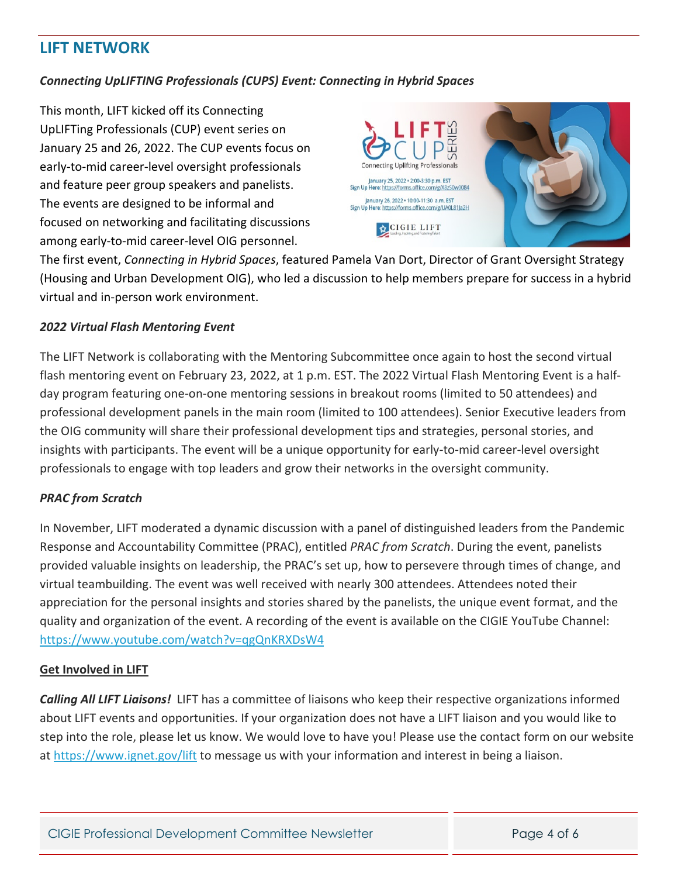## LIFT NETWORK

### *Connecting UpLIFTING Professionals (CUPS) Event: Connecting in Hybrid Spaces*

This month, LIFT kicked off its Connecting UpLIFTing Professionals (CUP) event series on January 25 and 26, 2022. The CUP events focus on early-to-mid career-level oversight professionals and feature peer group speakers and panelists. The events are designed to be informal and focused on networking and facilitating discussions among early-to-mid career-level OIG personnel. The first event, *Connecting in Hybrid Spaces*, featured Pamela Van Dort, Director of Grant Oversight Strategy (Housing and Urban Development OIG), who led a discussion to help members prepare for success in a hybrid virtual and in-person work environment.

### *2022 Virtual Flash Mentoring Event*

The LIFT Network is collaborating with the Mentoring Subcommittee once again to host the second virtual flash mentoring event on February 23, 2022, at 1 p.m. EST. The 2022 Virtual Flash Mentoring Event is a half-day program featuring one-on-one mentoring sessions in breakout rooms (limited to 50 attendees) and professional development panels in the main room (limited to 100 attendees). Senior Executive leaders from the OIG community will share their professional development tips and strategies, personal stories, and insights with participants. The event will be a unique opportunity for early-to-mid career-level oversight professionals to engage with top leaders and grow their networks in the oversight community.

### *PRAC from Scratch*

In November, LIFT moderated a dynamic discussion with a panel of distinguished leaders from the Pandemic Response and Accountability Committee (PRAC), entitled *PRAC from Scratch*. During the event, panelists provided valuable insights on leadership, the PRAC's set up, how to persevere through times of change, and virtual teambuilding. The event was well received with nearly 300 attendees. Attendees noted their appreciation for the personal insights and stories shared by the panelists, the unique event format, and the quality and organization of the event. A recording of the event is available on the CIGIE YouTube Channel: https://www.youtube.com/watch?v=qgQnKRXDsW4

### Get Involved in LIFT

***Calling All LIFT Liaisons!*** LIFT has a committee of liaisons who keep their respective organizations informed about LIFT events and opportunities. If your organization does not have a LIFT liaison and you would like to step into the role, please let us know. We would love to have you! Please use the contact form on our website at https://www.ignet.gov/lift to message us with your information and interest in being a liaison.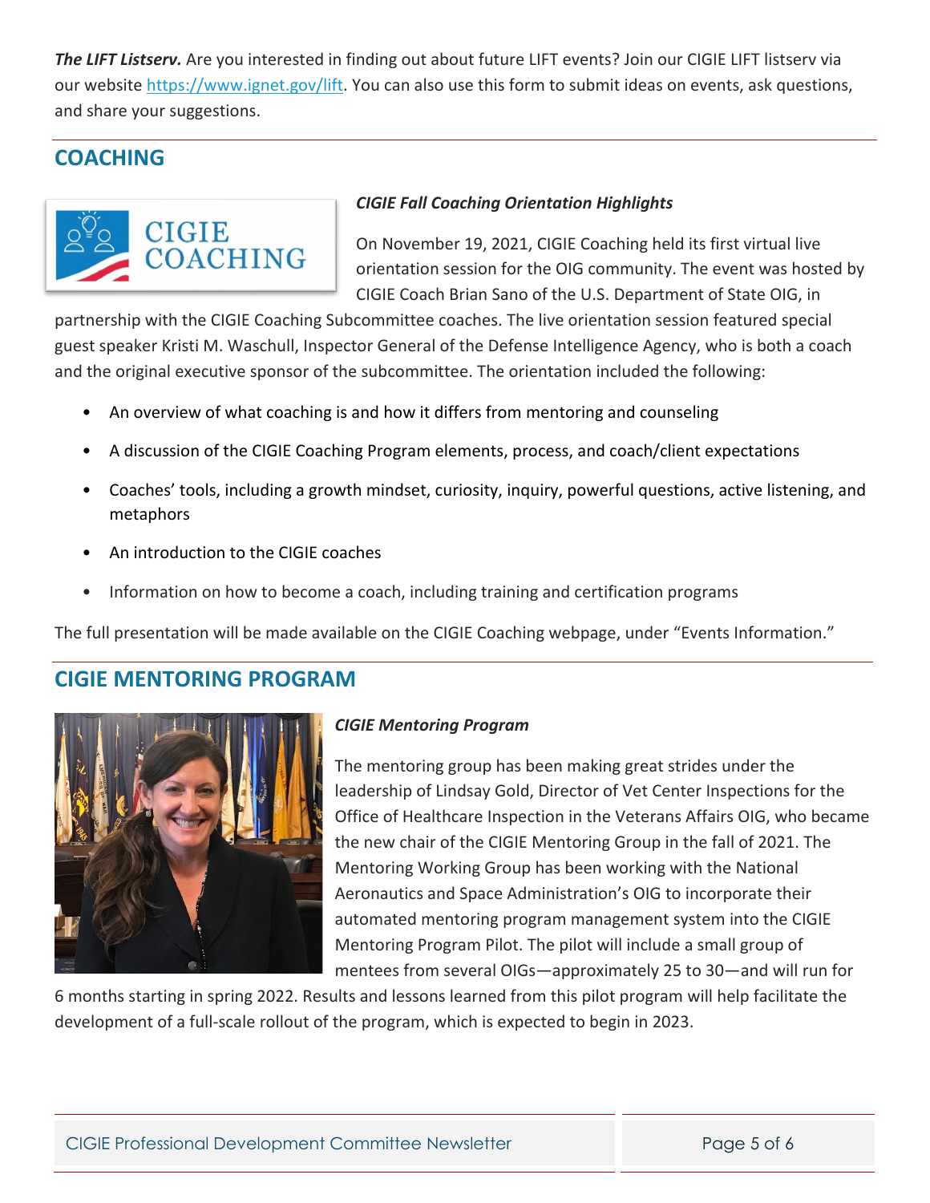***The LIFT Listserv.*** Are you interested in finding out about future LIFT events? Join our CIGIE LIFT listserv via our website https://www.ignet.gov/lift. You can also use this form to submit ideas on events, ask questions, and share your suggestions.

## COACHING

***CIGIE Fall Coaching Orientation Highlights***

On November 19, 2021, CIGIE Coaching held its first virtual live orientation session for the OIG community. The event was hosted by CIGIE Coach Brian Sano of the U.S. Department of State OIG, in partnership with the CIGIE Coaching Subcommittee coaches. The live orientation session featured special guest speaker Kristi M. Waschull, Inspector General of the Defense Intelligence Agency, who is both a coach and the original executive sponsor of the subcommittee. The orientation included the following:

- An overview of what coaching is and how it differs from mentoring and counseling
- A discussion of the CIGIE Coaching Program elements, process, and coach/client expectations
- Coaches' tools, including a growth mindset, curiosity, inquiry, powerful questions, active listening, and metaphors
- An introduction to the CIGIE coaches
- Information on how to become a coach, including training and certification programs

The full presentation will be made available on the CIGIE Coaching webpage, under "Events Information."

## CIGIE MENTORING PROGRAM

***CIGIE Mentoring Program***

The mentoring group has been making great strides under the leadership of Lindsay Gold, Director of Vet Center Inspections for the Office of Healthcare Inspection in the Veterans Affairs OIG, who became the new chair of the CIGIE Mentoring Group in the fall of 2021. The Mentoring Working Group has been working with the National Aeronautics and Space Administration's OIG to incorporate their automated mentoring program management system into the CIGIE Mentoring Program Pilot. The pilot will include a small group of mentees from several OIGs—approximately 25 to 30—and will run for 6 months starting in spring 2022. Results and lessons learned from this pilot program will help facilitate the development of a full-scale rollout of the program, which is expected to begin in 2023.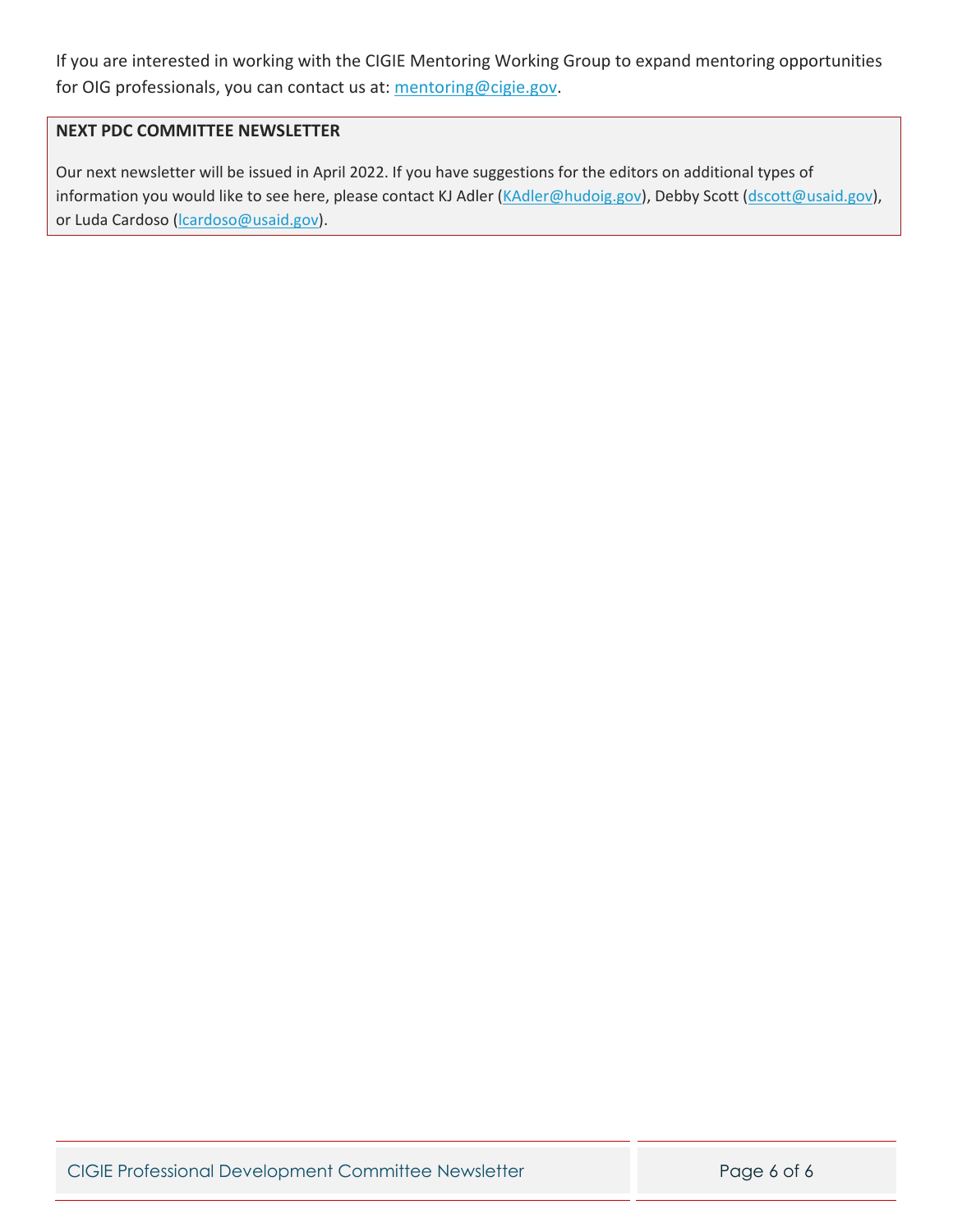If you are interested in working with the CIGIE Mentoring Working Group to expand mentoring opportunities for OIG professionals, you can contact us at: mentoring@cigie.gov.

**NEXT PDC COMMITTEE NEWSLETTER**

Our next newsletter will be issued in April 2022. If you have suggestions for the editors on additional types of information you would like to see here, please contact KJ Adler (KAdler@hudoig.gov), Debby Scott (dscott@usaid.gov), or Luda Cardoso (lcardoso@usaid.gov).